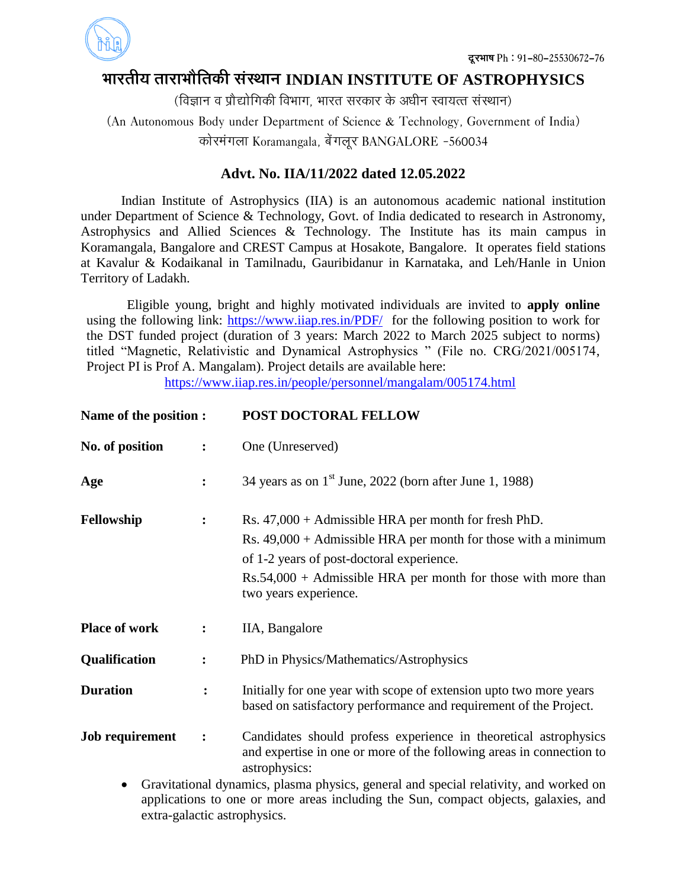दूरभाष Ph : 91-80-25530672-76

# भारतीय ताराभौतिकी संस्थान INDIAN INSTITUTE OF ASTROPHYSICS

(विज्ञान व प्रौद्योगिकी विभाग, भारत सरकार के अधीन स्वायत्त संस्थान)

(An Autonomous Body under Department of Science & Technology, Government of India)

कोरमंगला Koramangala, बेंगलूर BANGALORE -560034

## Advt. No. IIA/11/2022 dated 12.05.2022

Indian Institute of Astrophysics (IIA) is an autonomous academic national institution under Department of Science & Technology, Govt. of India dedicated to research in Astronomy, Astrophysics and Allied Sciences & Technology. The Institute has its main campus in Koramangala, Bangalore and CREST Campus at Hosakote, Bangalore. It operates field stations at Kavalur & Kodaikanal in Tamilnadu, Gauribidanur in Karnataka, and Leh/Hanle in Union Territory of Ladakh.

Eligible young, bright and highly motivated individuals are invited to **apply online** using the following link: https://www.iiap.res.in/PDF/ for the following position to work for the DST funded project (duration of 3 years: March 2022 to March 2025 subject to norms) titled "Magnetic, Relativistic and Dynamical Astrophysics " (File no. CRG/2021/005174, Project PI is Prof A. Mangalam). Project details are available here: https://www.iiap.res.in/people/personnel/mangalam/005174.html

| | | |
|---|---|---|
| **Name of the position :** | | **POST DOCTORAL FELLOW** |
| **No. of position** | **:** | One (Unreserved) |
| **Age** | **:** | 34 years as on 1st June, 2022 (born after June 1, 1988) |
| **Fellowship** | **:** | Rs. 47,000 + Admissible HRA per month for fresh PhD.<br>Rs. 49,000 + Admissible HRA per month for those with a minimum of 1-2 years of post-doctoral experience.<br>Rs.54,000 + Admissible HRA per month for those with more than two years experience. |
| **Place of work** | **:** | IIA, Bangalore |
| **Qualification** | **:** | PhD in Physics/Mathematics/Astrophysics |
| **Duration** | **:** | Initially for one year with scope of extension upto two more years based on satisfactory performance and requirement of the Project. |
| **Job requirement** | **:** | Candidates should profess experience in theoretical astrophysics and expertise in one or more of the following areas in connection to astrophysics: |

- Gravitational dynamics, plasma physics, general and special relativity, and worked on applications to one or more areas including the Sun, compact objects, galaxies, and extra-galactic astrophysics.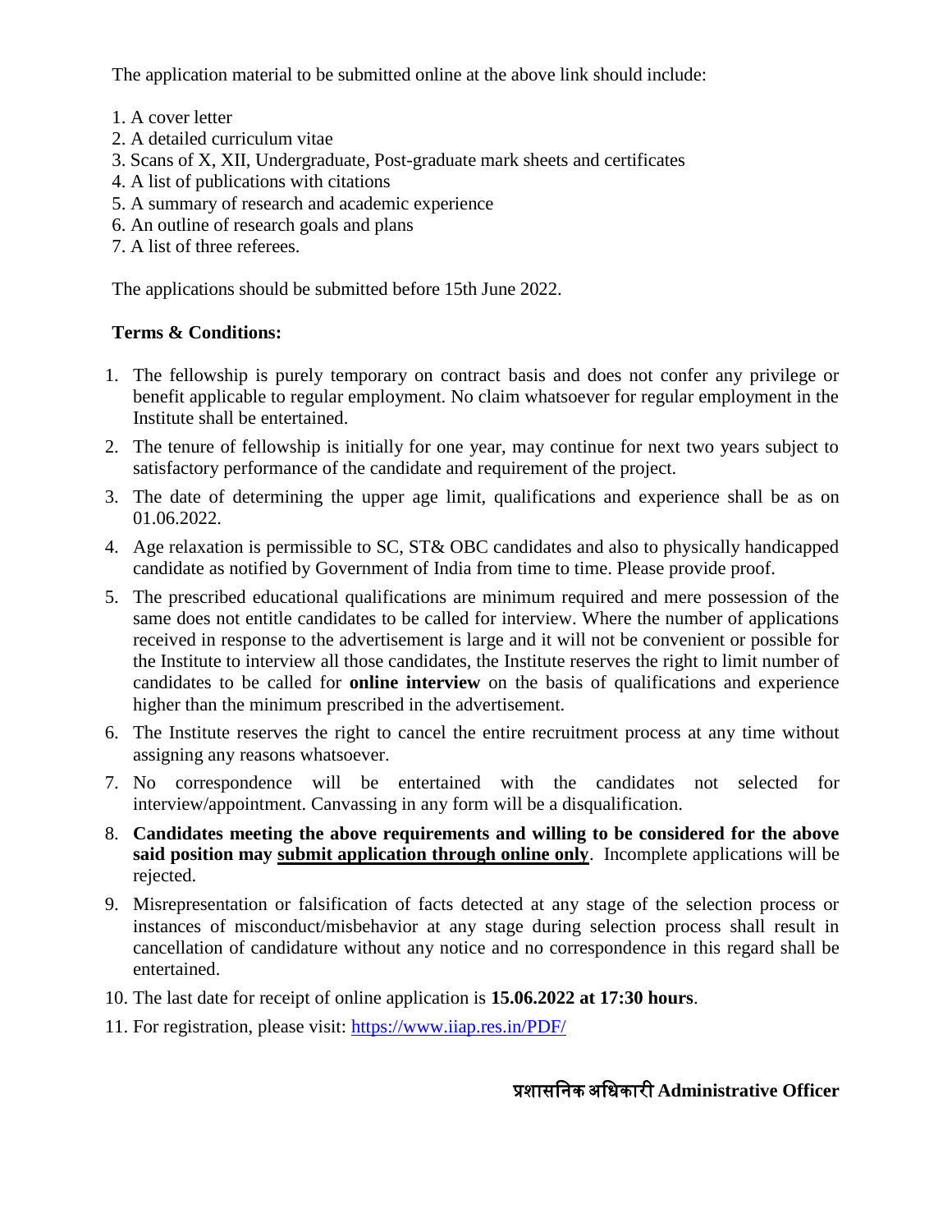The application material to be submitted online at the above link should include:

1. A cover letter
2. A detailed curriculum vitae
3. Scans of X, XII, Undergraduate, Post-graduate mark sheets and certificates
4. A list of publications with citations
5. A summary of research and academic experience
6. An outline of research goals and plans
7. A list of three referees.

The applications should be submitted before 15th June 2022.

**Terms & Conditions:**

1. The fellowship is purely temporary on contract basis and does not confer any privilege or benefit applicable to regular employment. No claim whatsoever for regular employment in the Institute shall be entertained.
2. The tenure of fellowship is initially for one year, may continue for next two years subject to satisfactory performance of the candidate and requirement of the project.
3. The date of determining the upper age limit, qualifications and experience shall be as on 01.06.2022.
4. Age relaxation is permissible to SC, ST& OBC candidates and also to physically handicapped candidate as notified by Government of India from time to time. Please provide proof.
5. The prescribed educational qualifications are minimum required and mere possession of the same does not entitle candidates to be called for interview. Where the number of applications received in response to the advertisement is large and it will not be convenient or possible for the Institute to interview all those candidates, the Institute reserves the right to limit number of candidates to be called for **online interview** on the basis of qualifications and experience higher than the minimum prescribed in the advertisement.
6. The Institute reserves the right to cancel the entire recruitment process at any time without assigning any reasons whatsoever.
7. No correspondence will be entertained with the candidates not selected for interview/appointment. Canvassing in any form will be a disqualification.
8. **Candidates meeting the above requirements and willing to be considered for the above said position may submit application through online only**. Incomplete applications will be rejected.
9. Misrepresentation or falsification of facts detected at any stage of the selection process or instances of misconduct/misbehavior at any stage during selection process shall result in cancellation of candidature without any notice and no correspondence in this regard shall be entertained.
10. The last date for receipt of online application is **15.06.2022 at 17:30 hours**.
11. For registration, please visit: https://www.iiap.res.in/PDF/

**प्रशासनिक अधिकारी Administrative Officer**